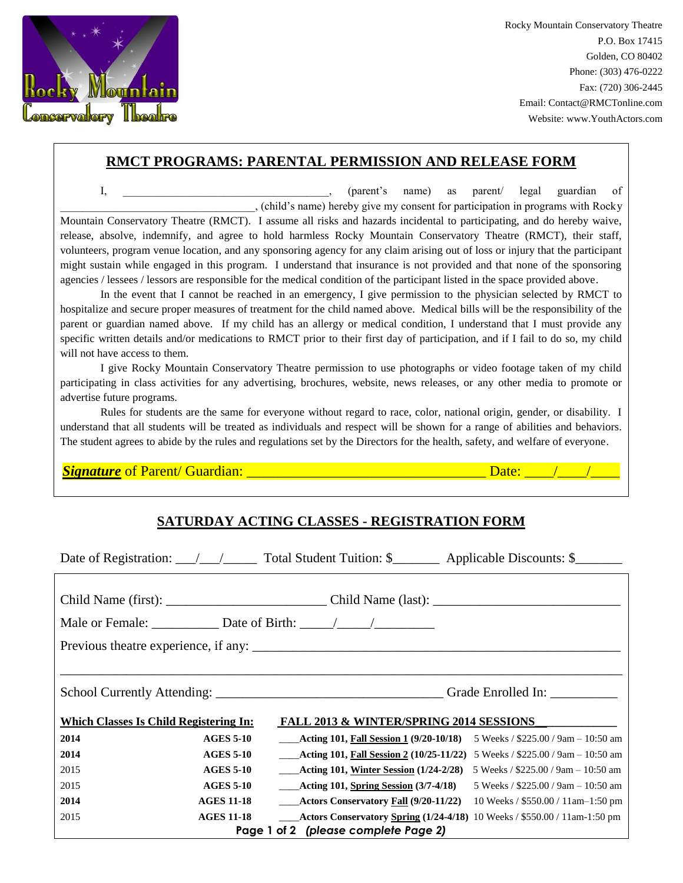Rocky Mountain Conservatory Theatre
P.O. Box 17415
Golden, CO 80402
Phone: (303) 476-0222
Fax: (720) 306-2445
Email: Contact@RMCTonline.com
Website: www.YouthActors.com

## RMCT PROGRAMS: PARENTAL PERMISSION AND RELEASE FORM

I, ___________________________________, (parent's name) as parent/ legal guardian of _________________________________, (child's name) hereby give my consent for participation in programs with Rocky Mountain Conservatory Theatre (RMCT). I assume all risks and hazards incidental to participating, and do hereby waive, release, absolve, indemnify, and agree to hold harmless Rocky Mountain Conservatory Theatre (RMCT), their staff, volunteers, program venue location, and any sponsoring agency for any claim arising out of loss or injury that the participant might sustain while engaged in this program. I understand that insurance is not provided and that none of the sponsoring agencies / lessees / lessors are responsible for the medical condition of the participant listed in the space provided above.

In the event that I cannot be reached in an emergency, I give permission to the physician selected by RMCT to hospitalize and secure proper measures of treatment for the child named above. Medical bills will be the responsibility of the parent or guardian named above. If my child has an allergy or medical condition, I understand that I must provide any specific written details and/or medications to RMCT prior to their first day of participation, and if I fail to do so, my child will not have access to them.

I give Rocky Mountain Conservatory Theatre permission to use photographs or video footage taken of my child participating in class activities for any advertising, brochures, website, news releases, or any other media to promote or advertise future programs.

Rules for students are the same for everyone without regard to race, color, national origin, gender, or disability. I understand that all students will be treated as individuals and respect will be shown for a range of abilities and behaviors. The student agrees to abide by the rules and regulations set by the Directors for the health, safety, and welfare of everyone.

***Signature*** of Parent/ Guardian: _________________________________ Date: ____/____/____

## SATURDAY ACTING CLASSES - REGISTRATION FORM

Date of Registration: ___/___/_____ Total Student Tuition: $_______ Applicable Discounts: $_______

Child Name (first): _______________________ Child Name (last): ___________________________

Male or Female: __________ Date of Birth: _____/_____/_________

Previous theatre experience, if any: _______________________________________________________

_____________________________________________________________________________

School Currently Attending: _________________________________ Grade Enrolled In: __________

| Which Classes Is Child Registering In: | | FALL 2013 & WINTER/SPRING 2014 SESSIONS | |
|---|---|---|---|
| **2014** | **AGES 5-10** | ____**Acting 101, Fall Session 1 (9/20-10/18)** | 5 Weeks / $225.00 / 9am – 10:50 am |
| **2014** | **AGES 5-10** | ____**Acting 101, Fall Session 2 (10/25-11/22)** | 5 Weeks / $225.00 / 9am – 10:50 am |
| 2015 | **AGES 5-10** | ____**Acting 101, Winter Session (1/24-2/28)** | 5 Weeks / $225.00 / 9am – 10:50 am |
| 2015 | **AGES 5-10** | ____**Acting 101, Spring Session (3/7-4/18)** | 5 Weeks / $225.00 / 9am – 10:50 am |
| **2014** | **AGES 11-18** | ____**Actors Conservatory Fall (9/20-11/22)** | 10 Weeks / $550.00 / 11am–1:50 pm |
| 2015 | **AGES 11-18** | ____**Actors Conservatory Spring (1/24-4/18)** | 10 Weeks / $550.00 / 11am-1:50 pm |

**Page 1 of 2 *(please complete Page 2)***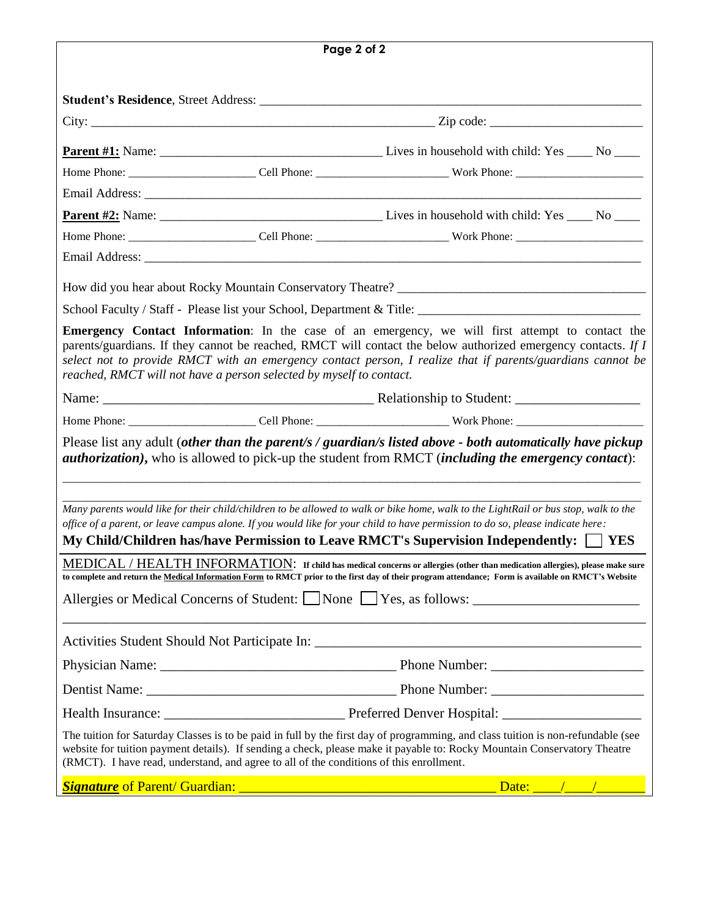**Student's Residence**, Street Address: ______________________________________________

City: ______________________________________________ Zip code: ____________________

**Parent #1:** Name: ______________________________ Lives in household with child: Yes ____ No ____

Home Phone: ____________________ Cell Phone: ____________________ Work Phone: ____________________

Email Address: ______________________________________________________________

**Parent #2:** Name: ______________________________ Lives in household with child: Yes ____ No ____

Home Phone: ____________________ Cell Phone: ____________________ Work Phone: ____________________

Email Address: ______________________________________________________________

How did you hear about Rocky Mountain Conservatory Theatre? ____________________________________

School Faculty / Staff - Please list your School, Department & Title: ______________________________

**Emergency Contact Information**: In the case of an emergency, we will first attempt to contact the parents/guardians. If they cannot be reached, RMCT will contact the below authorized emergency contacts. *If I select not to provide RMCT with an emergency contact person, I realize that if parents/guardians cannot be reached, RMCT will not have a person selected by myself to contact.*

Name: ____________________________________ Relationship to Student: __________________

Home Phone: ____________________ Cell Phone: ____________________ Work Phone: ____________________

Please list any adult (***other than the parent/s / guardian/s listed above - both automatically have pickup authorization)***, who is allowed to pick-up the student from RMCT (***including the emergency contact***):

______________________________________________________________________________

______________________________________________________________________________

*Many parents would like for their child/children to be allowed to walk or bike home, walk to the LightRail or bus stop, walk to the office of a parent, or leave campus alone. If you would like for your child to have permission to do so, please indicate here:*

**My Child/Children has/have Permission to Leave RMCT's Supervision Independently: ☐ YES**

MEDICAL / HEALTH INFORMATION: **If child has medical concerns or allergies (other than medication allergies), please make sure to complete and return the Medical Information Form to RMCT prior to the first day of their program attendance; Form is available on RMCT's Website**

Allergies or Medical Concerns of Student: ☐ None ☐ Yes, as follows: ______________________

______________________________________________________________________________

Activities Student Should Not Participate In: ______________________________________________

Physician Name: ________________________________ Phone Number: ____________________

Dentist Name: __________________________________ Phone Number: ____________________

Health Insurance: ________________________ Preferred Denver Hospital: ____________________

The tuition for Saturday Classes is to be paid in full by the first day of programming, and class tuition is non-refundable (see website for tuition payment details). If sending a check, please make it payable to: Rocky Mountain Conservatory Theatre (RMCT). I have read, understand, and agree to all of the conditions of this enrollment.

***Signature*** of Parent/ Guardian: ________________________________ Date: ____/____/______